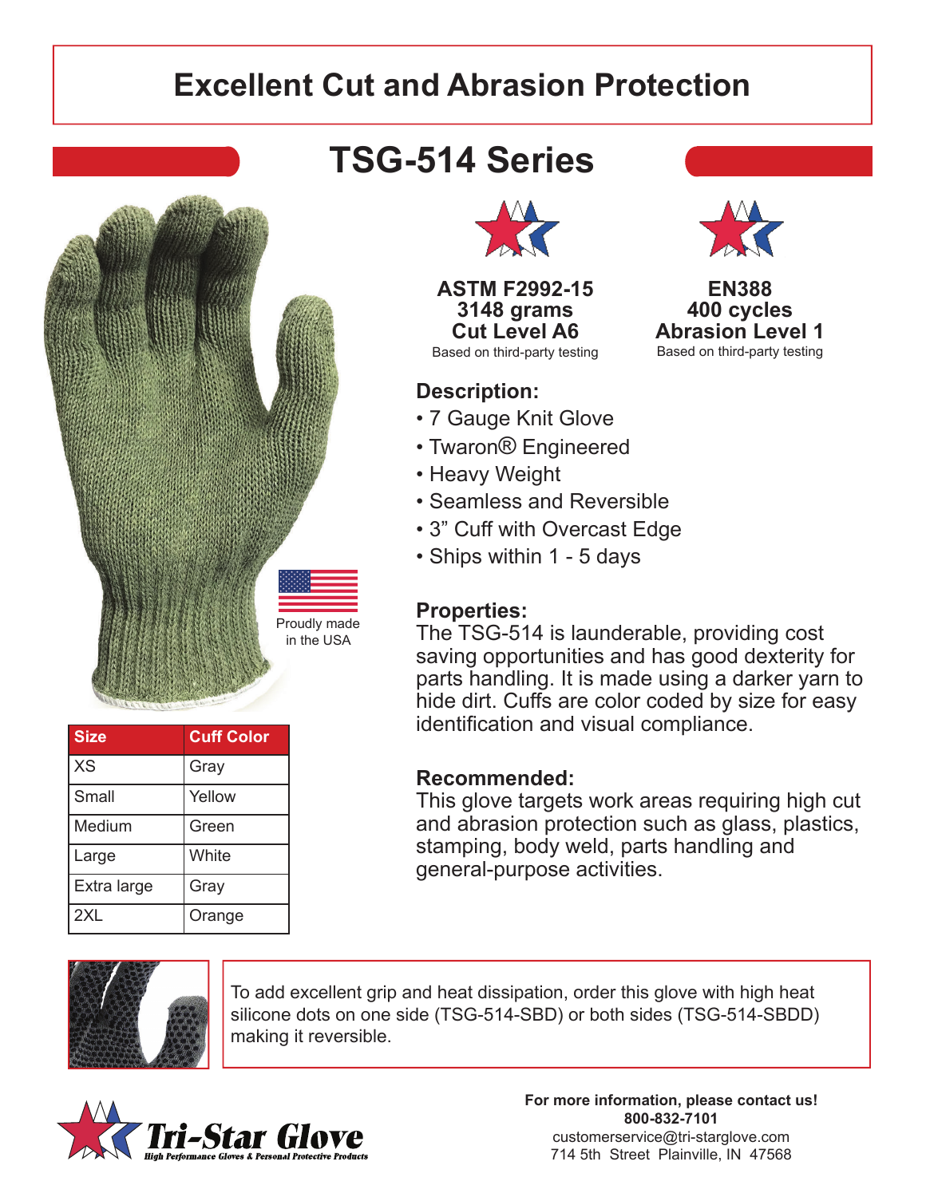# Excellent Cut and Abrasion Protection

## TSG-514 Series

**ASTM F2992-15**
**3148 grams**
**Cut Level A6**
Based on third-party testing

**EN388**
**400 cycles**
**Abrasion Level 1**
Based on third-party testing

### Description:

- 7 Gauge Knit Glove
- Twaron® Engineered
- Heavy Weight
- Seamless and Reversible
- 3" Cuff with Overcast Edge
- Ships within 1 - 5 days

Proudly made in the USA

### Properties:

The TSG-514 is launderable, providing cost saving opportunities and has good dexterity for parts handling. It is made using a darker yarn to hide dirt. Cuffs are color coded by size for easy identification and visual compliance.

### Recommended:

This glove targets work areas requiring high cut and abrasion protection such as glass, plastics, stamping, body weld, parts handling and general-purpose activities.

| Size | Cuff Color |
|---|---|
| XS | Gray |
| Small | Yellow |
| Medium | Green |
| Large | White |
| Extra large | Gray |
| 2XL | Orange |

To add excellent grip and heat dissipation, order this glove with high heat silicone dots on one side (TSG-514-SBD) or both sides (TSG-514-SBDD) making it reversible.

**Tri-Star Glove**
*High Performance Gloves & Personal Protective Products*

**For more information, please contact us!**
**800-832-7101**
customerservice@tri-starglove.com
714 5th Street Plainville, IN 47568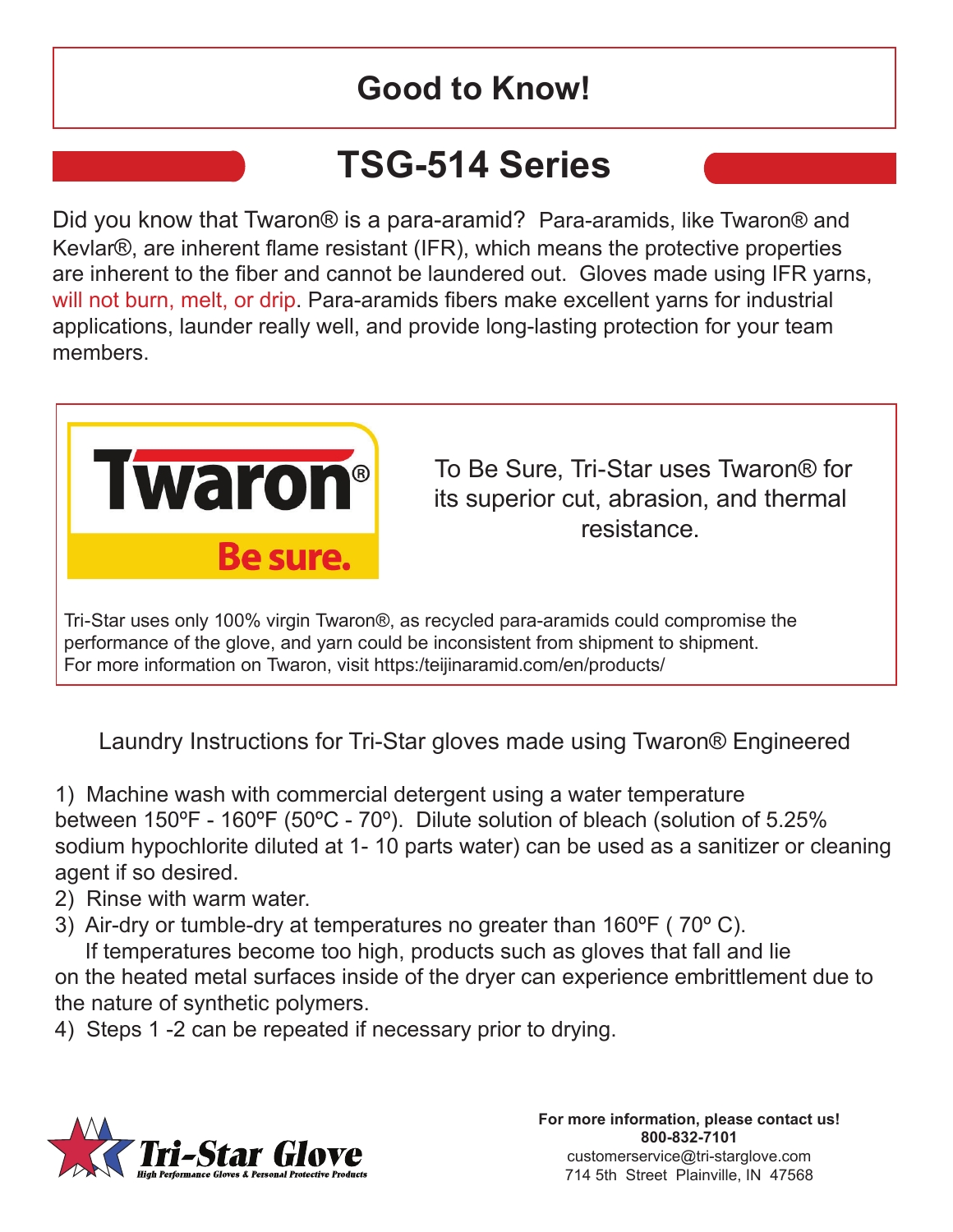# Good to Know!

## TSG-514 Series

Did you know that Twaron® is a para-aramid? Para-aramids, like Twaron® and Kevlar®, are inherent flame resistant (IFR), which means the protective properties are inherent to the fiber and cannot be laundered out. Gloves made using IFR yarns, will not burn, melt, or drip. Para-aramids fibers make excellent yarns for industrial applications, launder really well, and provide long-lasting protection for your team members.

Twaron® Be sure.

To Be Sure, Tri-Star uses Twaron® for its superior cut, abrasion, and thermal resistance.

Tri-Star uses only 100% virgin Twaron®, as recycled para-aramids could compromise the performance of the glove, and yarn could be inconsistent from shipment to shipment.
For more information on Twaron, visit https:/teijinaramid.com/en/products/

Laundry Instructions for Tri-Star gloves made using Twaron® Engineered

1) Machine wash with commercial detergent using a water temperature between 150ºF - 160ºF (50ºC - 70º). Dilute solution of bleach (solution of 5.25% sodium hypochlorite diluted at 1- 10 parts water) can be used as a sanitizer or cleaning agent if so desired.
2) Rinse with warm water.
3) Air-dry or tumble-dry at temperatures no greater than 160ºF ( 70º C). If temperatures become too high, products such as gloves that fall and lie on the heated metal surfaces inside of the dryer can experience embrittlement due to the nature of synthetic polymers.
4) Steps 1 -2 can be repeated if necessary prior to drying.

Tri-Star Glove
High Performance Gloves & Personal Protective Products

**For more information, please contact us!**
**800-832-7101**
customerservice@tri-starglove.com
714 5th Street Plainville, IN 47568